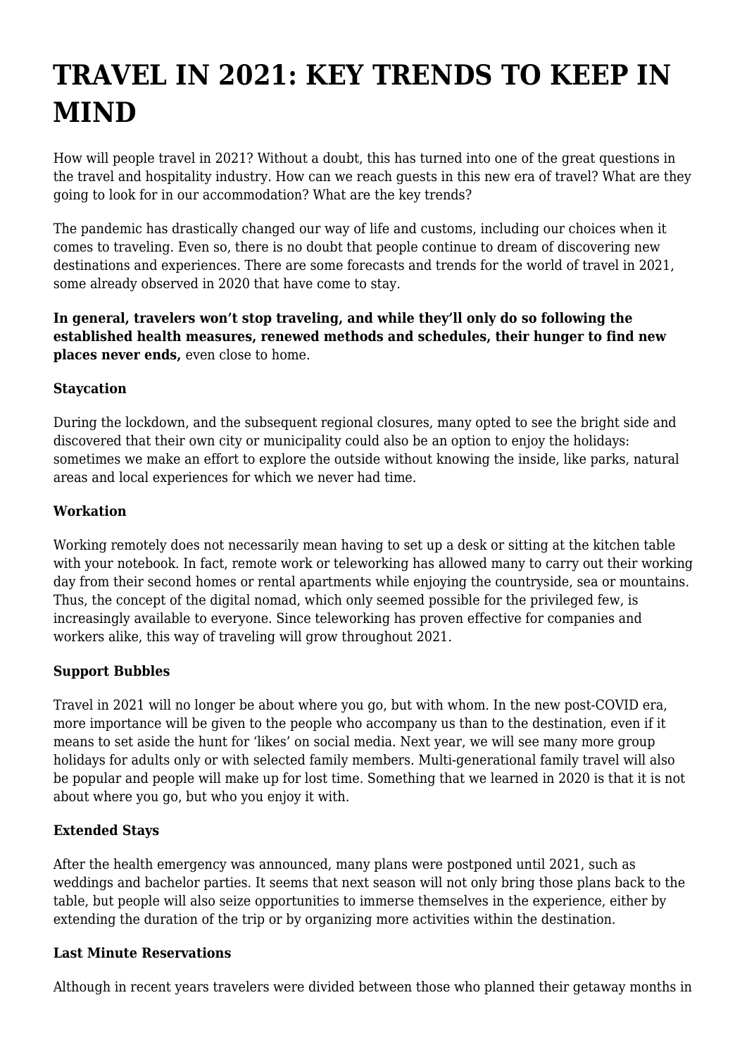# TRAVEL IN 2021: KEY TRENDS TO KEEP IN MIND

How will people travel in 2021? Without a doubt, this has turned into one of the great questions in the travel and hospitality industry. How can we reach guests in this new era of travel? What are they going to look for in our accommodation? What are the key trends?

The pandemic has drastically changed our way of life and customs, including our choices when it comes to traveling. Even so, there is no doubt that people continue to dream of discovering new destinations and experiences. There are some forecasts and trends for the world of travel in 2021, some already observed in 2020 that have come to stay.

**In general, travelers won't stop traveling, and while they'll only do so following the established health measures, renewed methods and schedules, their hunger to find new places never ends,** even close to home.

**Staycation**

During the lockdown, and the subsequent regional closures, many opted to see the bright side and discovered that their own city or municipality could also be an option to enjoy the holidays: sometimes we make an effort to explore the outside without knowing the inside, like parks, natural areas and local experiences for which we never had time.

**Workation**

Working remotely does not necessarily mean having to set up a desk or sitting at the kitchen table with your notebook. In fact, remote work or teleworking has allowed many to carry out their working day from their second homes or rental apartments while enjoying the countryside, sea or mountains. Thus, the concept of the digital nomad, which only seemed possible for the privileged few, is increasingly available to everyone. Since teleworking has proven effective for companies and workers alike, this way of traveling will grow throughout 2021.

**Support Bubbles**

Travel in 2021 will no longer be about where you go, but with whom. In the new post-COVID era, more importance will be given to the people who accompany us than to the destination, even if it means to set aside the hunt for 'likes' on social media. Next year, we will see many more group holidays for adults only or with selected family members. Multi-generational family travel will also be popular and people will make up for lost time. Something that we learned in 2020 is that it is not about where you go, but who you enjoy it with.

**Extended Stays**

After the health emergency was announced, many plans were postponed until 2021, such as weddings and bachelor parties. It seems that next season will not only bring those plans back to the table, but people will also seize opportunities to immerse themselves in the experience, either by extending the duration of the trip or by organizing more activities within the destination.

**Last Minute Reservations**

Although in recent years travelers were divided between those who planned their getaway months in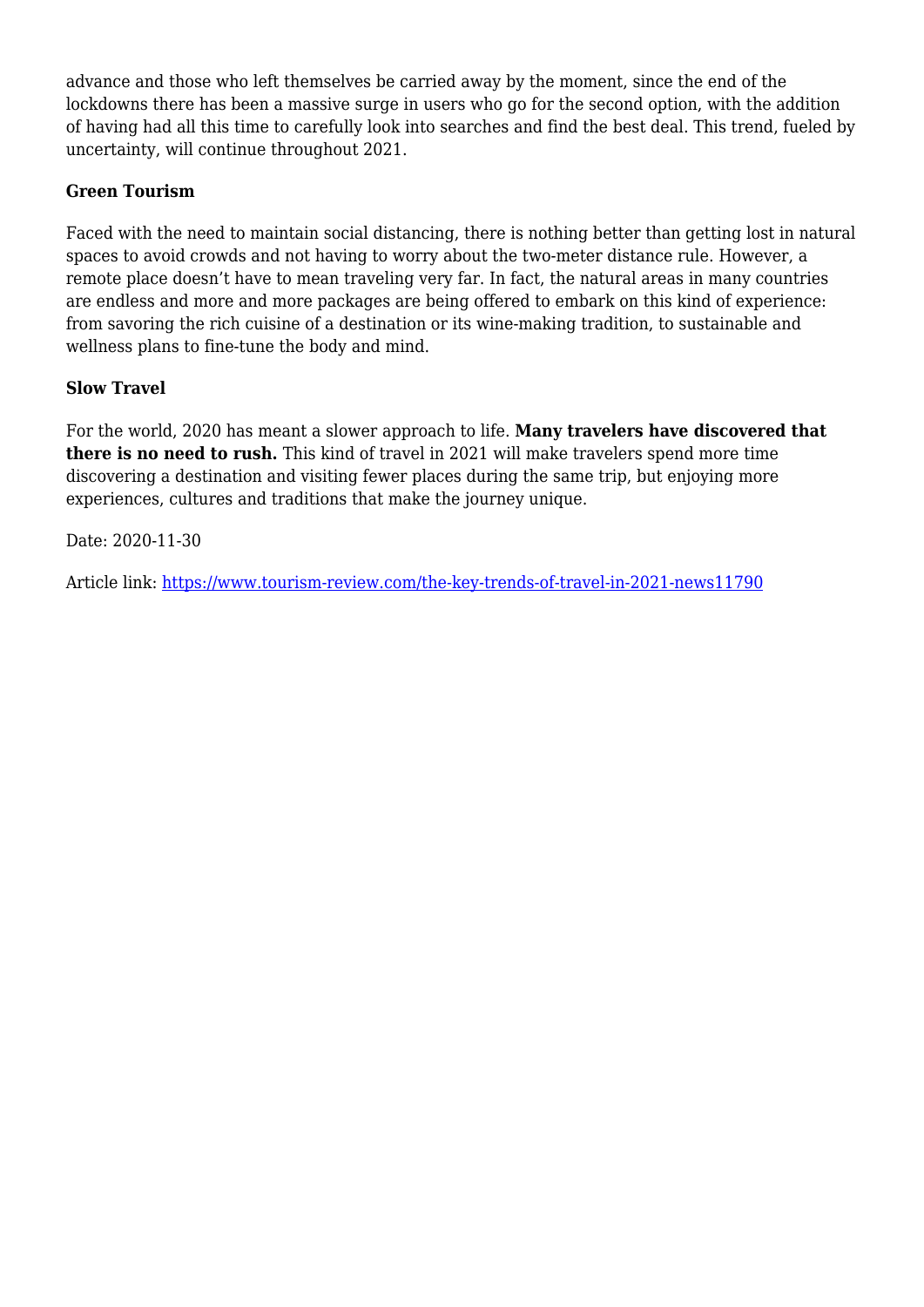advance and those who left themselves be carried away by the moment, since the end of the lockdowns there has been a massive surge in users who go for the second option, with the addition of having had all this time to carefully look into searches and find the best deal. This trend, fueled by uncertainty, will continue throughout 2021.

**Green Tourism**

Faced with the need to maintain social distancing, there is nothing better than getting lost in natural spaces to avoid crowds and not having to worry about the two-meter distance rule. However, a remote place doesn't have to mean traveling very far. In fact, the natural areas in many countries are endless and more and more packages are being offered to embark on this kind of experience: from savoring the rich cuisine of a destination or its wine-making tradition, to sustainable and wellness plans to fine-tune the body and mind.

**Slow Travel**

For the world, 2020 has meant a slower approach to life. **Many travelers have discovered that there is no need to rush.** This kind of travel in 2021 will make travelers spend more time discovering a destination and visiting fewer places during the same trip, but enjoying more experiences, cultures and traditions that make the journey unique.

Date: 2020-11-30

Article link: [https://www.tourism-review.com/the-key-trends-of-travel-in-2021-news11790](https://www.tourism-review.com/the-key-trends-of-travel-in-2021-news11790)